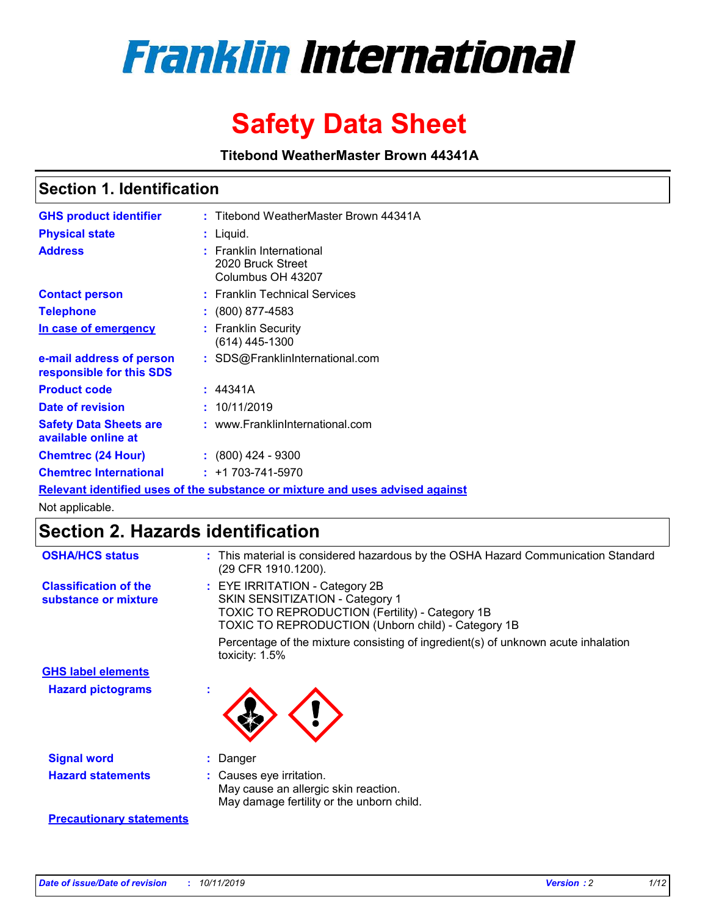# Franklin International

# Safety Data Sheet

**Titebond WeatherMaster Brown 44341A**

## Section 1. Identification

| | | |
|---|---|---|
| **GHS product identifier** | : | Titebond WeatherMaster Brown 44341A |
| **Physical state** | : | Liquid. |
| **Address** | : | Franklin International<br>2020 Bruck Street<br>Columbus OH 43207 |
| **Contact person** | : | Franklin Technical Services |
| **Telephone** | : | (800) 877-4583 |
| **In case of emergency** | : | Franklin Security<br>(614) 445-1300 |
| **e-mail address of person responsible for this SDS** | : | SDS@FranklinInternational.com |
| **Product code** | : | 44341A |
| **Date of revision** | : | 10/11/2019 |
| **Safety Data Sheets are available online at** | : | www.FranklinInternational.com |
| **Chemtrec (24 Hour)** | : | (800) 424 - 9300 |
| **Chemtrec International** | : | +1 703-741-5970 |

**Relevant identified uses of the substance or mixture and uses advised against**

Not applicable.

## Section 2. Hazards identification

**OSHA/HCS status** : This material is considered hazardous by the OSHA Hazard Communication Standard (29 CFR 1910.1200).

**Classification of the substance or mixture** : EYE IRRITATION - Category 2B
SKIN SENSITIZATION - Category 1
TOXIC TO REPRODUCTION (Fertility) - Category 1B
TOXIC TO REPRODUCTION (Unborn child) - Category 1B

Percentage of the mixture consisting of ingredient(s) of unknown acute inhalation toxicity: 1.5%

**GHS label elements**

**Hazard pictograms** :

**Signal word** : Danger

**Hazard statements** : Causes eye irritation.
May cause an allergic skin reaction.
May damage fertility or the unborn child.

**Precautionary statements**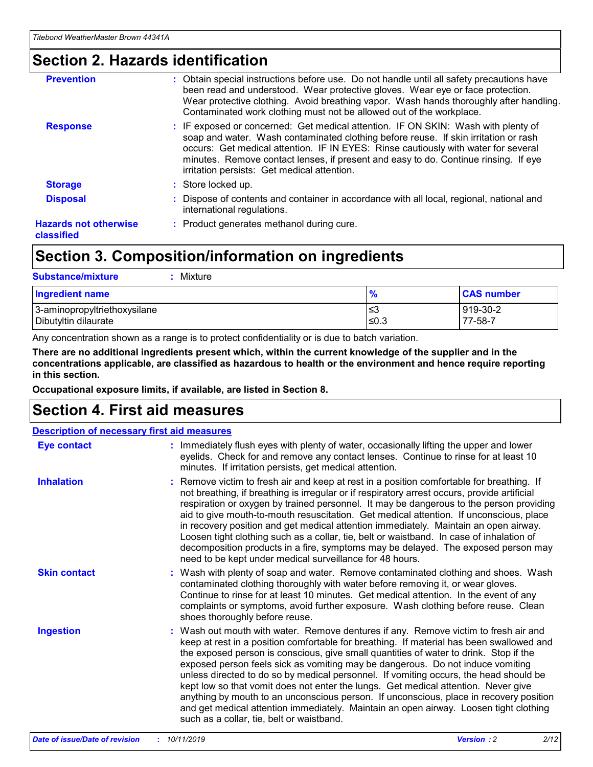## Section 2. Hazards identification

**Prevention** : Obtain special instructions before use. Do not handle until all safety precautions have been read and understood. Wear protective gloves. Wear eye or face protection. Wear protective clothing. Avoid breathing vapor. Wash hands thoroughly after handling. Contaminated work clothing must not be allowed out of the workplace.

**Response** : IF exposed or concerned: Get medical attention. IF ON SKIN: Wash with plenty of soap and water. Wash contaminated clothing before reuse. If skin irritation or rash occurs: Get medical attention. IF IN EYES: Rinse cautiously with water for several minutes. Remove contact lenses, if present and easy to do. Continue rinsing. If eye irritation persists: Get medical attention.

**Storage** : Store locked up.

**Disposal** : Dispose of contents and container in accordance with all local, regional, national and international regulations.

**Hazards not otherwise classified** : Product generates methanol during cure.

## Section 3. Composition/information on ingredients

**Substance/mixture** : Mixture

| Ingredient name | % | CAS number |
|---|---|---|
| 3-aminopropyltriethoxysilane | ≤3 | 919-30-2 |
| Dibutyltin dilaurate | ≤0.3 | 77-58-7 |

Any concentration shown as a range is to protect confidentiality or is due to batch variation.

**There are no additional ingredients present which, within the current knowledge of the supplier and in the concentrations applicable, are classified as hazardous to health or the environment and hence require reporting in this section.**

**Occupational exposure limits, if available, are listed in Section 8.**

## Section 4. First aid measures

**Description of necessary first aid measures**

**Eye contact** : Immediately flush eyes with plenty of water, occasionally lifting the upper and lower eyelids. Check for and remove any contact lenses. Continue to rinse for at least 10 minutes. If irritation persists, get medical attention.

**Inhalation** : Remove victim to fresh air and keep at rest in a position comfortable for breathing. If not breathing, if breathing is irregular or if respiratory arrest occurs, provide artificial respiration or oxygen by trained personnel. It may be dangerous to the person providing aid to give mouth-to-mouth resuscitation. Get medical attention. If unconscious, place in recovery position and get medical attention immediately. Maintain an open airway. Loosen tight clothing such as a collar, tie, belt or waistband. In case of inhalation of decomposition products in a fire, symptoms may be delayed. The exposed person may need to be kept under medical surveillance for 48 hours.

**Skin contact** : Wash with plenty of soap and water. Remove contaminated clothing and shoes. Wash contaminated clothing thoroughly with water before removing it, or wear gloves. Continue to rinse for at least 10 minutes. Get medical attention. In the event of any complaints or symptoms, avoid further exposure. Wash clothing before reuse. Clean shoes thoroughly before reuse.

**Ingestion** : Wash out mouth with water. Remove dentures if any. Remove victim to fresh air and keep at rest in a position comfortable for breathing. If material has been swallowed and the exposed person is conscious, give small quantities of water to drink. Stop if the exposed person feels sick as vomiting may be dangerous. Do not induce vomiting unless directed to do so by medical personnel. If vomiting occurs, the head should be kept low so that vomit does not enter the lungs. Get medical attention. Never give anything by mouth to an unconscious person. If unconscious, place in recovery position and get medical attention immediately. Maintain an open airway. Loosen tight clothing such as a collar, tie, belt or waistband.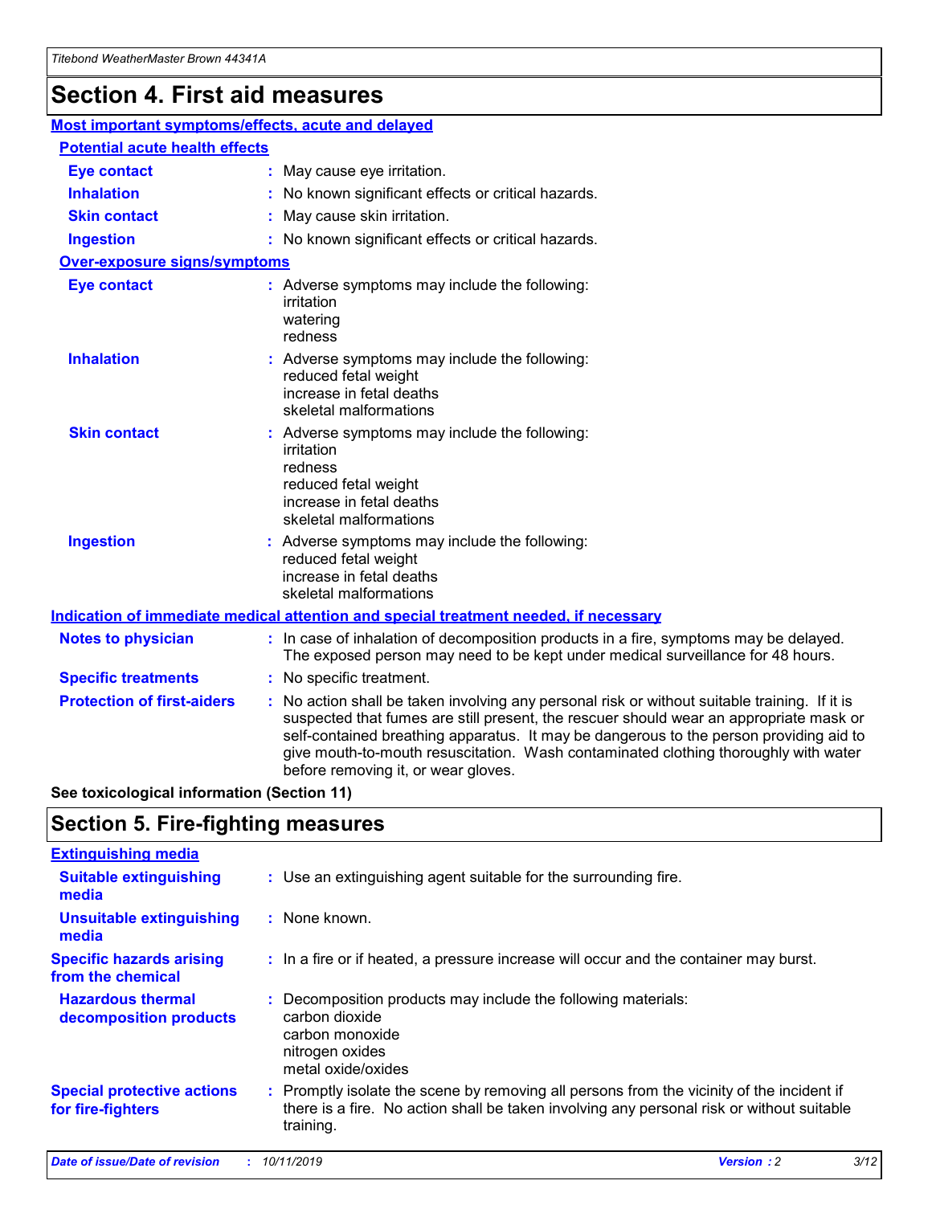# Section 4. First aid measures

## Most important symptoms/effects, acute and delayed

### Potential acute health effects

| | |
|---|---|
| **Eye contact** | May cause eye irritation. |
| **Inhalation** | No known significant effects or critical hazards. |
| **Skin contact** | May cause skin irritation. |
| **Ingestion** | No known significant effects or critical hazards. |

### Over-exposure signs/symptoms

| | |
|---|---|
| **Eye contact** | Adverse symptoms may include the following: irritation, watering, redness |
| **Inhalation** | Adverse symptoms may include the following: reduced fetal weight, increase in fetal deaths, skeletal malformations |
| **Skin contact** | Adverse symptoms may include the following: irritation, redness, reduced fetal weight, increase in fetal deaths, skeletal malformations |
| **Ingestion** | Adverse symptoms may include the following: reduced fetal weight, increase in fetal deaths, skeletal malformations |

## Indication of immediate medical attention and special treatment needed, if necessary

| | |
|---|---|
| **Notes to physician** | In case of inhalation of decomposition products in a fire, symptoms may be delayed. The exposed person may need to be kept under medical surveillance for 48 hours. |
| **Specific treatments** | No specific treatment. |
| **Protection of first-aiders** | No action shall be taken involving any personal risk or without suitable training. If it is suspected that fumes are still present, the rescuer should wear an appropriate mask or self-contained breathing apparatus. It may be dangerous to the person providing aid to give mouth-to-mouth resuscitation. Wash contaminated clothing thoroughly with water before removing it, or wear gloves. |

**See toxicological information (Section 11)**

# Section 5. Fire-fighting measures

## Extinguishing media

| | |
|---|---|
| **Suitable extinguishing media** | Use an extinguishing agent suitable for the surrounding fire. |
| **Unsuitable extinguishing media** | None known. |
| **Specific hazards arising from the chemical** | In a fire or if heated, a pressure increase will occur and the container may burst. |
| **Hazardous thermal decomposition products** | Decomposition products may include the following materials: carbon dioxide, carbon monoxide, nitrogen oxides, metal oxide/oxides |
| **Special protective actions for fire-fighters** | Promptly isolate the scene by removing all persons from the vicinity of the incident if there is a fire. No action shall be taken involving any personal risk or without suitable training. |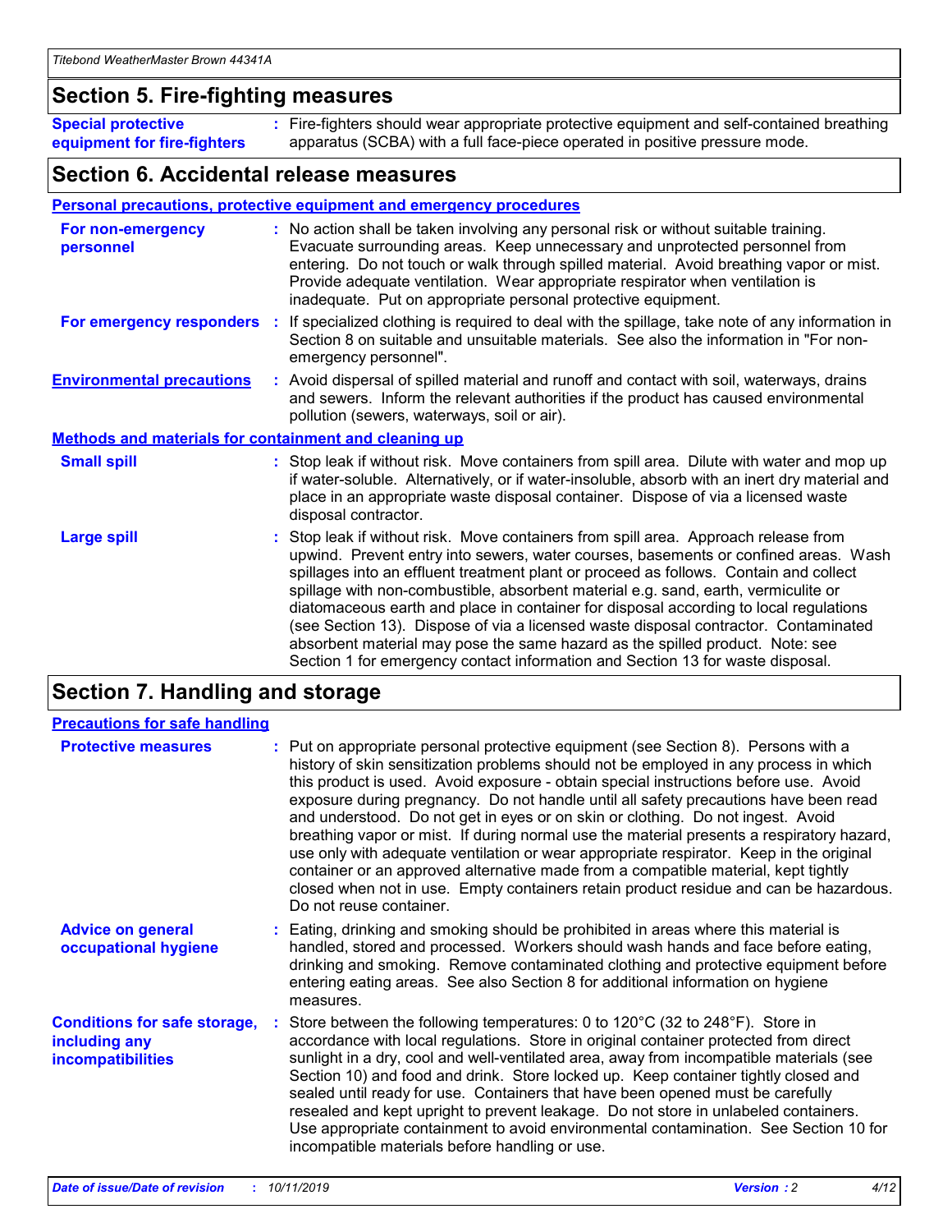## Section 5. Fire-fighting measures

**Special protective equipment for fire-fighters** : Fire-fighters should wear appropriate protective equipment and self-contained breathing apparatus (SCBA) with a full face-piece operated in positive pressure mode.

## Section 6. Accidental release measures

### Personal precautions, protective equipment and emergency procedures

**For non-emergency personnel** : No action shall be taken involving any personal risk or without suitable training. Evacuate surrounding areas. Keep unnecessary and unprotected personnel from entering. Do not touch or walk through spilled material. Avoid breathing vapor or mist. Provide adequate ventilation. Wear appropriate respirator when ventilation is inadequate. Put on appropriate personal protective equipment.

**For emergency responders** : If specialized clothing is required to deal with the spillage, take note of any information in Section 8 on suitable and unsuitable materials. See also the information in "For non-emergency personnel".

**Environmental precautions** : Avoid dispersal of spilled material and runoff and contact with soil, waterways, drains and sewers. Inform the relevant authorities if the product has caused environmental pollution (sewers, waterways, soil or air).

### Methods and materials for containment and cleaning up

**Small spill** : Stop leak if without risk. Move containers from spill area. Dilute with water and mop up if water-soluble. Alternatively, or if water-insoluble, absorb with an inert dry material and place in an appropriate waste disposal container. Dispose of via a licensed waste disposal contractor.

**Large spill** : Stop leak if without risk. Move containers from spill area. Approach release from upwind. Prevent entry into sewers, water courses, basements or confined areas. Wash spillages into an effluent treatment plant or proceed as follows. Contain and collect spillage with non-combustible, absorbent material e.g. sand, earth, vermiculite or diatomaceous earth and place in container for disposal according to local regulations (see Section 13). Dispose of via a licensed waste disposal contractor. Contaminated absorbent material may pose the same hazard as the spilled product. Note: see Section 1 for emergency contact information and Section 13 for waste disposal.

## Section 7. Handling and storage

### Precautions for safe handling

**Protective measures** : Put on appropriate personal protective equipment (see Section 8). Persons with a history of skin sensitization problems should not be employed in any process in which this product is used. Avoid exposure - obtain special instructions before use. Avoid exposure during pregnancy. Do not handle until all safety precautions have been read and understood. Do not get in eyes or on skin or clothing. Do not ingest. Avoid breathing vapor or mist. If during normal use the material presents a respiratory hazard, use only with adequate ventilation or wear appropriate respirator. Keep in the original container or an approved alternative made from a compatible material, kept tightly closed when not in use. Empty containers retain product residue and can be hazardous. Do not reuse container.

**Advice on general occupational hygiene** : Eating, drinking and smoking should be prohibited in areas where this material is handled, stored and processed. Workers should wash hands and face before eating, drinking and smoking. Remove contaminated clothing and protective equipment before entering eating areas. See also Section 8 for additional information on hygiene measures.

**Conditions for safe storage, including any incompatibilities** : Store between the following temperatures: 0 to 120°C (32 to 248°F). Store in accordance with local regulations. Store in original container protected from direct sunlight in a dry, cool and well-ventilated area, away from incompatible materials (see Section 10) and food and drink. Store locked up. Keep container tightly closed and sealed until ready for use. Containers that have been opened must be carefully resealed and kept upright to prevent leakage. Do not store in unlabeled containers. Use appropriate containment to avoid environmental contamination. See Section 10 for incompatible materials before handling or use.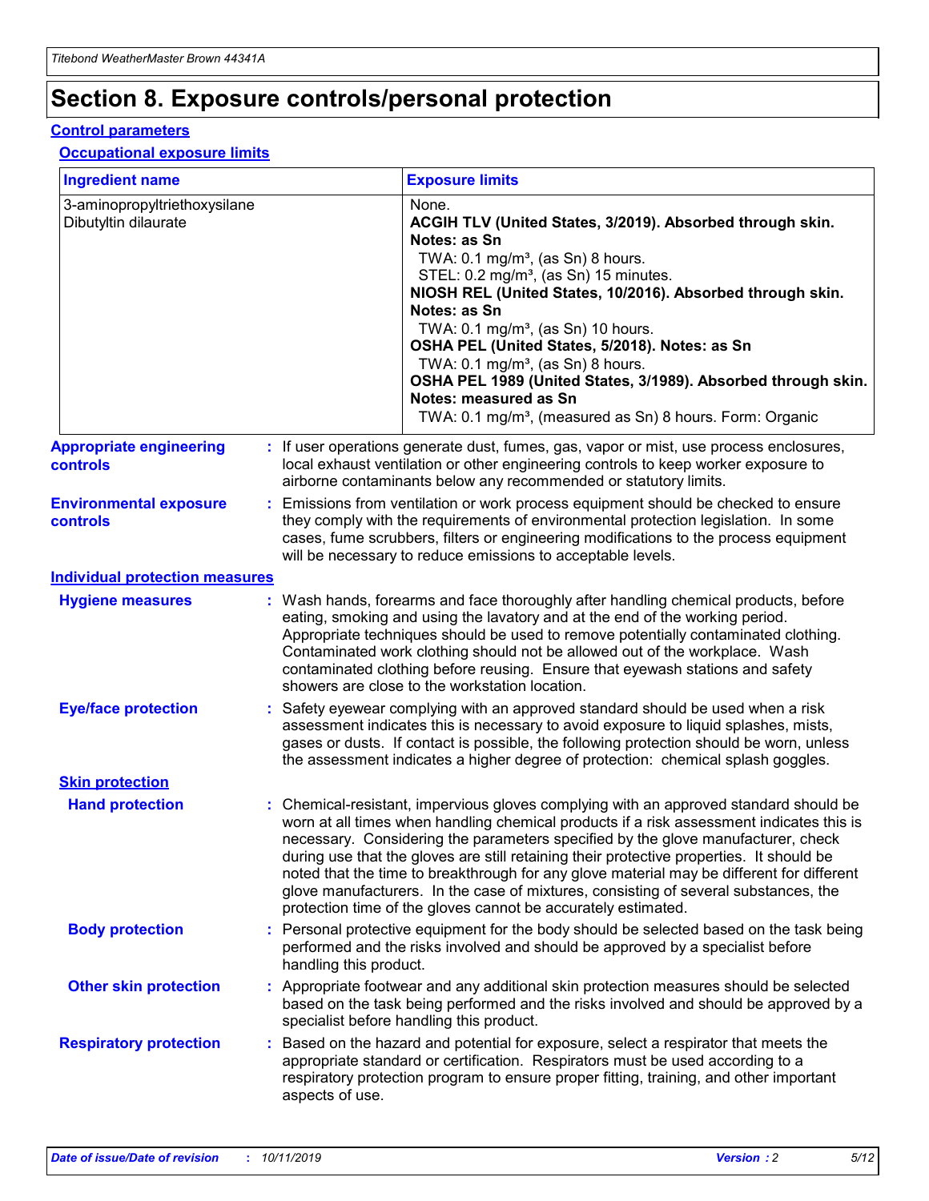# Section 8. Exposure controls/personal protection

## Control parameters

### Occupational exposure limits

| Ingredient name | Exposure limits |
|---|---|
| 3-aminopropyltriethoxysilane<br>Dibutyltin dilaurate | None.<br>**ACGIH TLV (United States, 3/2019). Absorbed through skin. Notes: as Sn**<br>TWA: 0.1 mg/m³, (as Sn) 8 hours.<br>STEL: 0.2 mg/m³, (as Sn) 15 minutes.<br>**NIOSH REL (United States, 10/2016). Absorbed through skin. Notes: as Sn**<br>TWA: 0.1 mg/m³, (as Sn) 10 hours.<br>**OSHA PEL (United States, 5/2018). Notes: as Sn**<br>TWA: 0.1 mg/m³, (as Sn) 8 hours.<br>**OSHA PEL 1989 (United States, 3/1989). Absorbed through skin. Notes: measured as Sn**<br>TWA: 0.1 mg/m³, (measured as Sn) 8 hours. Form: Organic |

**Appropriate engineering controls** : If user operations generate dust, fumes, gas, vapor or mist, use process enclosures, local exhaust ventilation or other engineering controls to keep worker exposure to airborne contaminants below any recommended or statutory limits.

**Environmental exposure controls** : Emissions from ventilation or work process equipment should be checked to ensure they comply with the requirements of environmental protection legislation. In some cases, fume scrubbers, filters or engineering modifications to the process equipment will be necessary to reduce emissions to acceptable levels.

## Individual protection measures

**Hygiene measures** : Wash hands, forearms and face thoroughly after handling chemical products, before eating, smoking and using the lavatory and at the end of the working period. Appropriate techniques should be used to remove potentially contaminated clothing. Contaminated work clothing should not be allowed out of the workplace. Wash contaminated clothing before reusing. Ensure that eyewash stations and safety showers are close to the workstation location.

**Eye/face protection** : Safety eyewear complying with an approved standard should be used when a risk assessment indicates this is necessary to avoid exposure to liquid splashes, mists, gases or dusts. If contact is possible, the following protection should be worn, unless the assessment indicates a higher degree of protection: chemical splash goggles.

### Skin protection

**Hand protection** : Chemical-resistant, impervious gloves complying with an approved standard should be worn at all times when handling chemical products if a risk assessment indicates this is necessary. Considering the parameters specified by the glove manufacturer, check during use that the gloves are still retaining their protective properties. It should be noted that the time to breakthrough for any glove material may be different for different glove manufacturers. In the case of mixtures, consisting of several substances, the protection time of the gloves cannot be accurately estimated.

**Body protection** : Personal protective equipment for the body should be selected based on the task being performed and the risks involved and should be approved by a specialist before handling this product.

**Other skin protection** : Appropriate footwear and any additional skin protection measures should be selected based on the task being performed and the risks involved and should be approved by a specialist before handling this product.

**Respiratory protection** : Based on the hazard and potential for exposure, select a respirator that meets the appropriate standard or certification. Respirators must be used according to a respiratory protection program to ensure proper fitting, training, and other important aspects of use.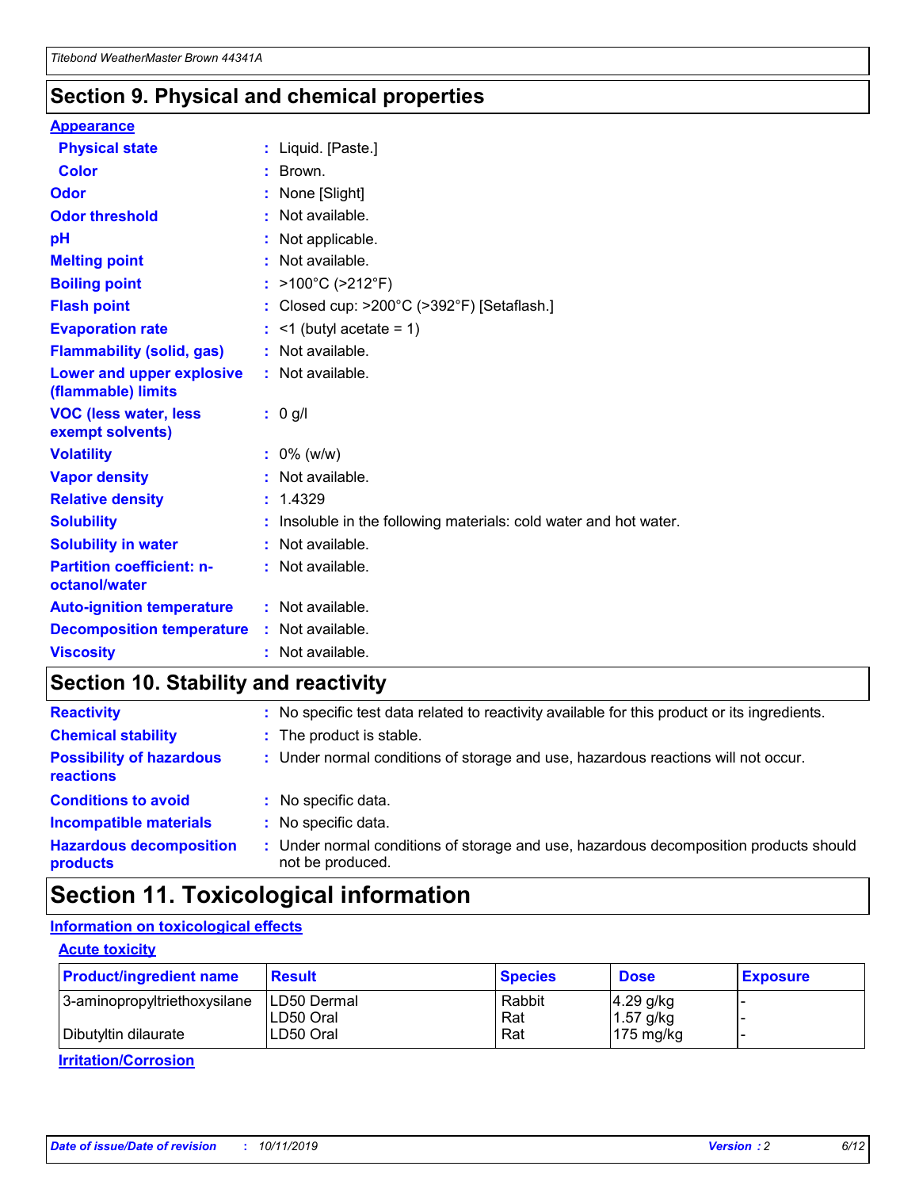## Section 9. Physical and chemical properties

### Appearance

| | | |
|---|---|---|
| **Physical state** | : | Liquid. [Paste.] |
| **Color** | : | Brown. |
| **Odor** | : | None [Slight] |
| **Odor threshold** | : | Not available. |
| **pH** | : | Not applicable. |
| **Melting point** | : | Not available. |
| **Boiling point** | : | >100°C (>212°F) |
| **Flash point** | : | Closed cup: >200°C (>392°F) [Setaflash.] |
| **Evaporation rate** | : | <1 (butyl acetate = 1) |
| **Flammability (solid, gas)** | : | Not available. |
| **Lower and upper explosive (flammable) limits** | : | Not available. |
| **VOC (less water, less exempt solvents)** | : | 0 g/l |
| **Volatility** | : | 0% (w/w) |
| **Vapor density** | : | Not available. |
| **Relative density** | : | 1.4329 |
| **Solubility** | : | Insoluble in the following materials: cold water and hot water. |
| **Solubility in water** | : | Not available. |
| **Partition coefficient: n-octanol/water** | : | Not available. |
| **Auto-ignition temperature** | : | Not available. |
| **Decomposition temperature** | : | Not available. |
| **Viscosity** | : | Not available. |

## Section 10. Stability and reactivity

| | | |
|---|---|---|
| **Reactivity** | : | No specific test data related to reactivity available for this product or its ingredients. |
| **Chemical stability** | : | The product is stable. |
| **Possibility of hazardous reactions** | : | Under normal conditions of storage and use, hazardous reactions will not occur. |
| **Conditions to avoid** | : | No specific data. |
| **Incompatible materials** | : | No specific data. |
| **Hazardous decomposition products** | : | Under normal conditions of storage and use, hazardous decomposition products should not be produced. |

## Section 11. Toxicological information

### Information on toxicological effects

#### Acute toxicity

| Product/ingredient name | Result | Species | Dose | Exposure |
|---|---|---|---|---|
| 3-aminopropyltriethoxysilane | LD50 Dermal | Rabbit | 4.29 g/kg | - |
| | LD50 Oral | Rat | 1.57 g/kg | - |
| Dibutyltin dilaurate | LD50 Oral | Rat | 175 mg/kg | - |

#### Irritation/Corrosion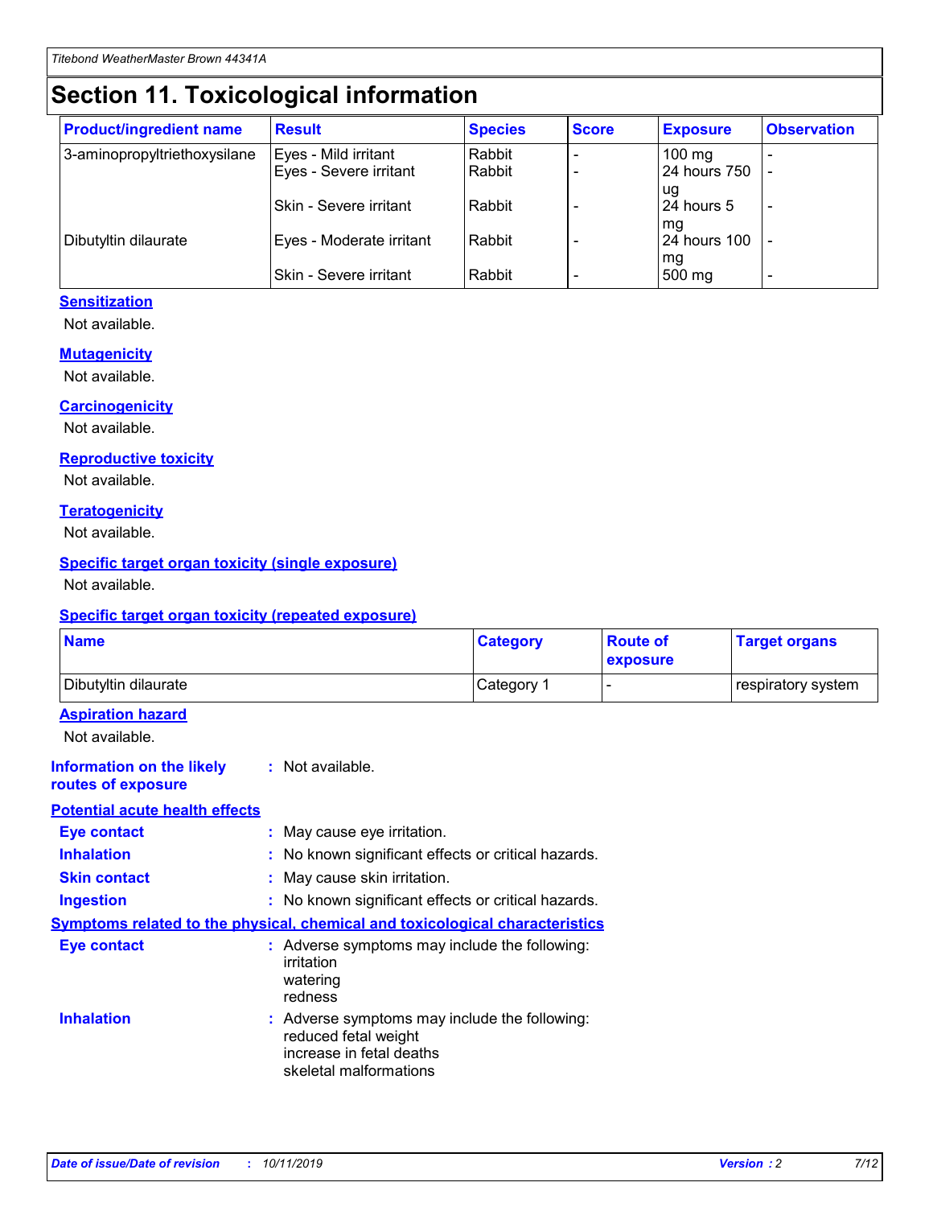# Section 11. Toxicological information

| Product/ingredient name | Result | Species | Score | Exposure | Observation |
| --- | --- | --- | --- | --- | --- |
| 3-aminopropyltriethoxysilane | Eyes - Mild irritant | Rabbit | - | 100 mg | - |
| | Eyes - Severe irritant | Rabbit | - | 24 hours 750 ug | - |
| | Skin - Severe irritant | Rabbit | - | 24 hours 5 mg | - |
| Dibutyltin dilaurate | Eyes - Moderate irritant | Rabbit | - | 24 hours 100 mg | - |
| | Skin - Severe irritant | Rabbit | - | 500 mg | - |

### Sensitization

Not available.

### Mutagenicity

Not available.

### Carcinogenicity

Not available.

### Reproductive toxicity

Not available.

### Teratogenicity

Not available.

### Specific target organ toxicity (single exposure)

Not available.

### Specific target organ toxicity (repeated exposure)

| Name | Category | Route of exposure | Target organs |
| --- | --- | --- | --- |
| Dibutyltin dilaurate | Category 1 | - | respiratory system |

### Aspiration hazard

Not available.

**Information on the likely routes of exposure** : Not available.

### Potential acute health effects

**Eye contact** : May cause eye irritation.

**Inhalation** : No known significant effects or critical hazards.

**Skin contact** : May cause skin irritation.

**Ingestion** : No known significant effects or critical hazards.

### Symptoms related to the physical, chemical and toxicological characteristics

**Eye contact** : Adverse symptoms may include the following:
irritation
watering
redness

**Inhalation** : Adverse symptoms may include the following:
reduced fetal weight
increase in fetal deaths
skeletal malformations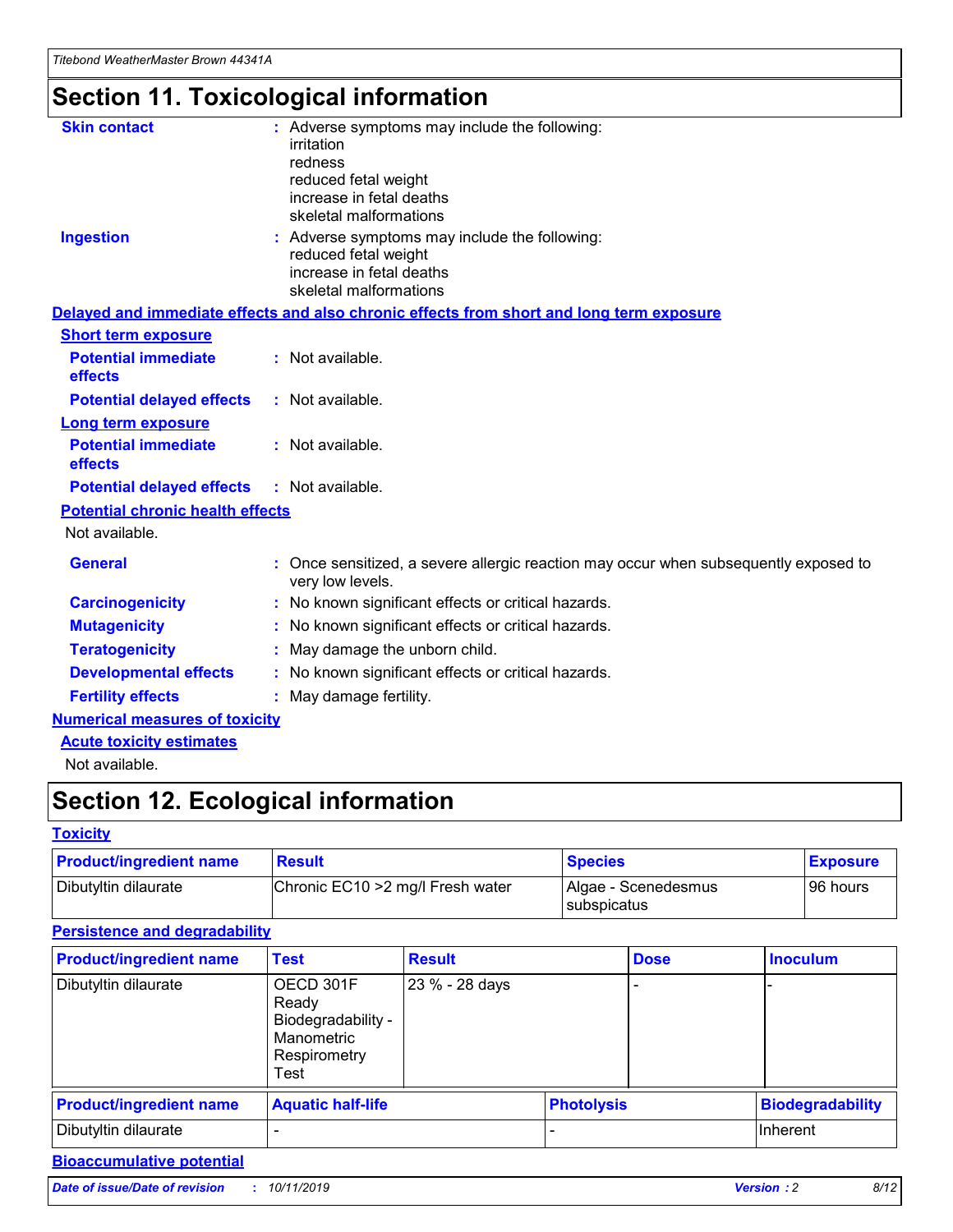# Section 11. Toxicological information

**Skin contact** : Adverse symptoms may include the following:
irritation
redness
reduced fetal weight
increase in fetal deaths
skeletal malformations

**Ingestion** : Adverse symptoms may include the following:
reduced fetal weight
increase in fetal deaths
skeletal malformations

## Delayed and immediate effects and also chronic effects from short and long term exposure

### Short term exposure

**Potential immediate effects** : Not available.

**Potential delayed effects** : Not available.

### Long term exposure

**Potential immediate effects** : Not available.

**Potential delayed effects** : Not available.

### Potential chronic health effects

Not available.

**General** : Once sensitized, a severe allergic reaction may occur when subsequently exposed to very low levels.

**Carcinogenicity** : No known significant effects or critical hazards.

**Mutagenicity** : No known significant effects or critical hazards.

**Teratogenicity** : May damage the unborn child.

**Developmental effects** : No known significant effects or critical hazards.

**Fertility effects** : May damage fertility.

## Numerical measures of toxicity

### Acute toxicity estimates

Not available.

# Section 12. Ecological information

## Toxicity

| Product/ingredient name | Result | Species | Exposure |
|---|---|---|---|
| Dibutyltin dilaurate | Chronic EC10 >2 mg/l Fresh water | Algae - Scenedesmus subspicatus | 96 hours |

## Persistence and degradability

| Product/ingredient name | Test | Result | Dose | Inoculum |
|---|---|---|---|---|
| Dibutyltin dilaurate | OECD 301F Ready Biodegradability - Manometric Respirometry Test | 23 % - 28 days | - | - |

| Product/ingredient name | Aquatic half-life | Photolysis | Biodegradability |
|---|---|---|---|
| Dibutyltin dilaurate | - | - | Inherent |

## Bioaccumulative potential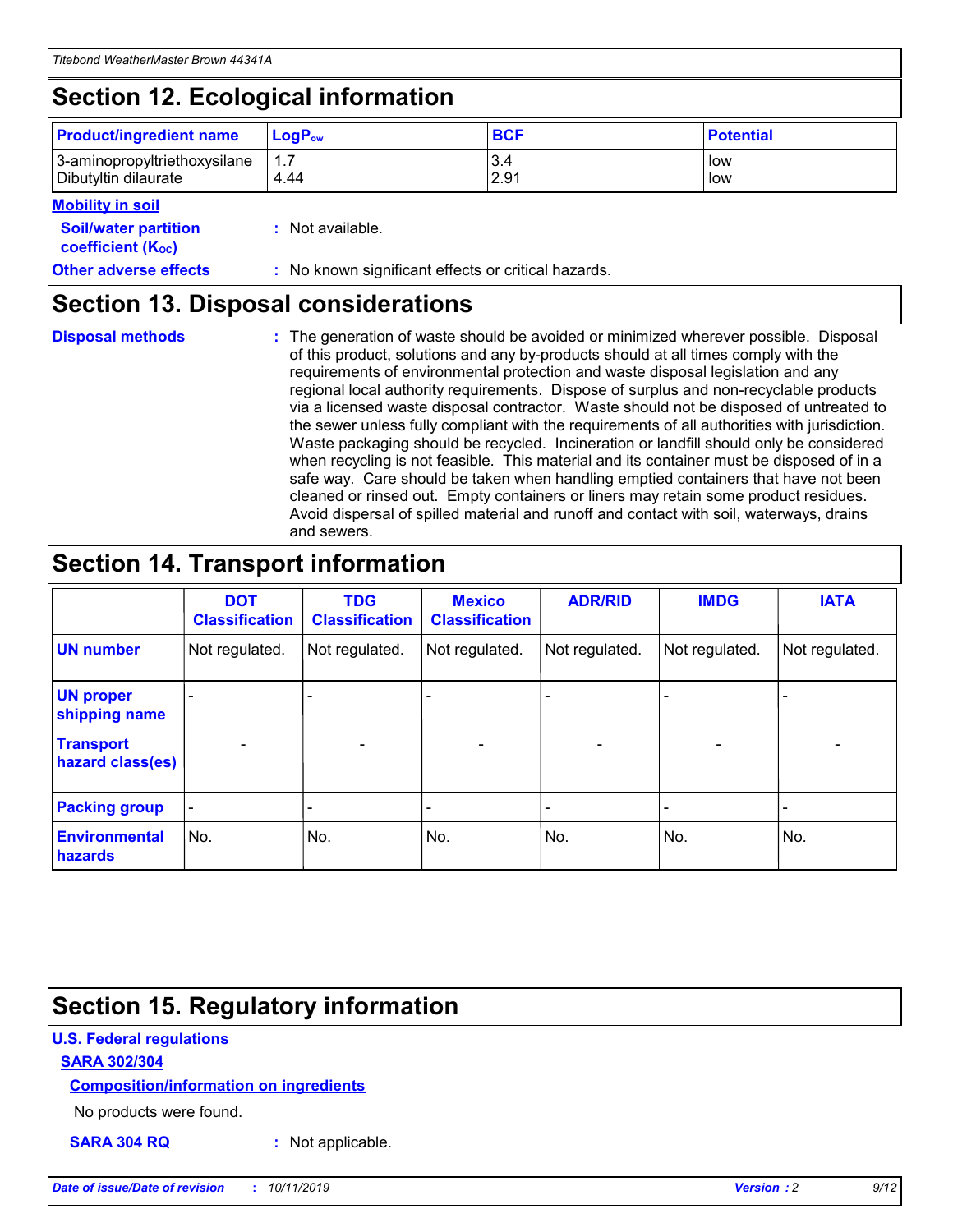## Section 12. Ecological information

| Product/ingredient name | $LogP_{ow}$ | BCF | Potential |
|---|---|---|---|
| 3-aminopropyltriethoxysilane | 1.7 | 3.4 | low |
| Dibutyltin dilaurate | 4.44 | 2.91 | low |

**Mobility in soil**

**Soil/water partition coefficient ($K_{OC}$)** : Not available.

**Other adverse effects** : No known significant effects or critical hazards.

## Section 13. Disposal considerations

**Disposal methods** : The generation of waste should be avoided or minimized wherever possible. Disposal of this product, solutions and any by-products should at all times comply with the requirements of environmental protection and waste disposal legislation and any regional local authority requirements. Dispose of surplus and non-recyclable products via a licensed waste disposal contractor. Waste should not be disposed of untreated to the sewer unless fully compliant with the requirements of all authorities with jurisdiction. Waste packaging should be recycled. Incineration or landfill should only be considered when recycling is not feasible. This material and its container must be disposed of in a safe way. Care should be taken when handling emptied containers that have not been cleaned or rinsed out. Empty containers or liners may retain some product residues. Avoid dispersal of spilled material and runoff and contact with soil, waterways, drains and sewers.

## Section 14. Transport information

| | DOT Classification | TDG Classification | Mexico Classification | ADR/RID | IMDG | IATA |
|---|---|---|---|---|---|---|
| UN number | Not regulated. | Not regulated. | Not regulated. | Not regulated. | Not regulated. | Not regulated. |
| UN proper shipping name | - | - | - | - | - | - |
| Transport hazard class(es) | - | - | - | - | - | - |
| Packing group | - | - | - | - | - | - |
| Environmental hazards | No. | No. | No. | No. | No. | No. |

## Section 15. Regulatory information

**U.S. Federal regulations**

**SARA 302/304**

**Composition/information on ingredients**

No products were found.

**SARA 304 RQ** : Not applicable.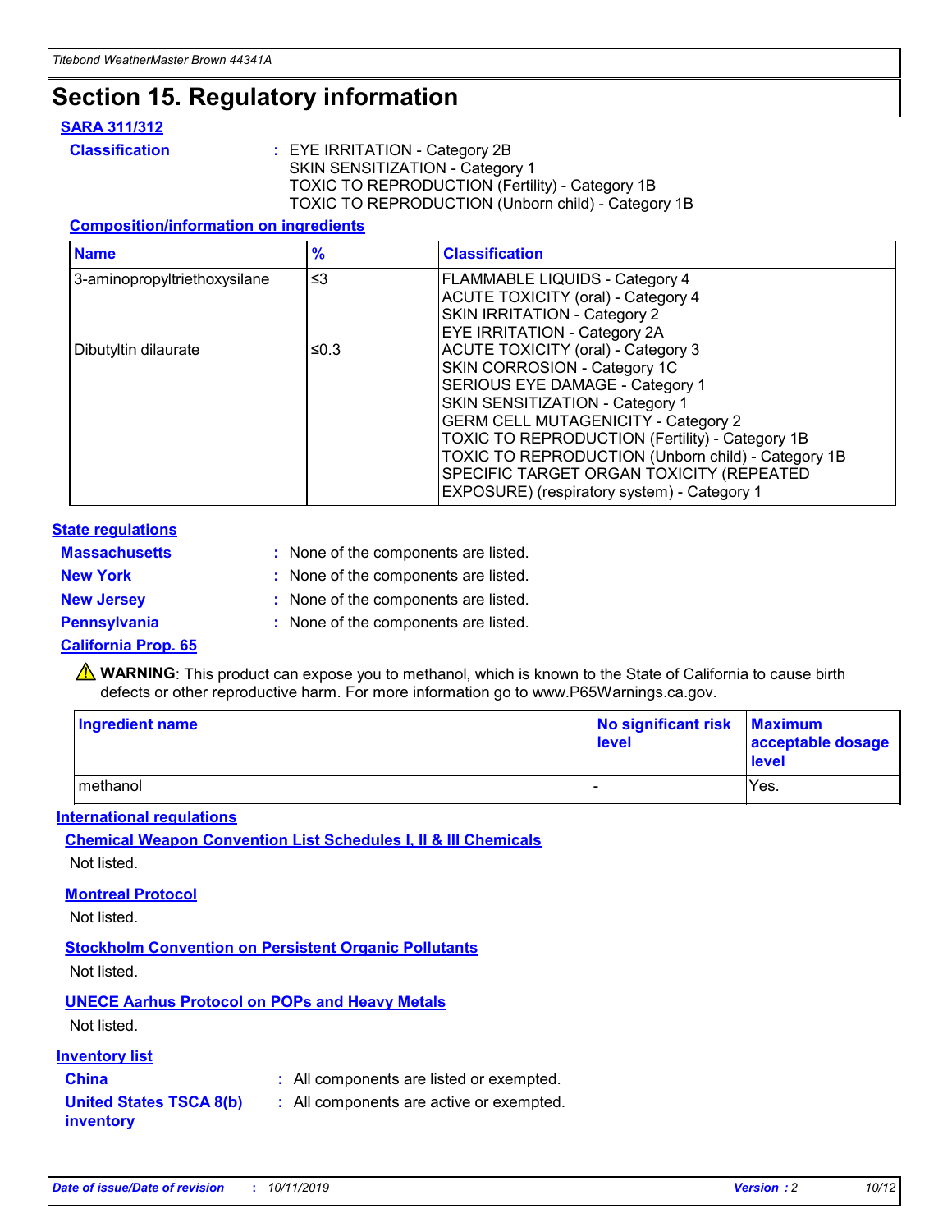# Section 15. Regulatory information

**SARA 311/312**

**Classification** : EYE IRRITATION - Category 2B
SKIN SENSITIZATION - Category 1
TOXIC TO REPRODUCTION (Fertility) - Category 1B
TOXIC TO REPRODUCTION (Unborn child) - Category 1B

**Composition/information on ingredients**

| Name | % | Classification |
|---|---|---|
| 3-aminopropyltriethoxysilane | ≤3 | FLAMMABLE LIQUIDS - Category 4<br>ACUTE TOXICITY (oral) - Category 4<br>SKIN IRRITATION - Category 2<br>EYE IRRITATION - Category 2A |
| Dibutyltin dilaurate | ≤0.3 | ACUTE TOXICITY (oral) - Category 3<br>SKIN CORROSION - Category 1C<br>SERIOUS EYE DAMAGE - Category 1<br>SKIN SENSITIZATION - Category 1<br>GERM CELL MUTAGENICITY - Category 2<br>TOXIC TO REPRODUCTION (Fertility) - Category 1B<br>TOXIC TO REPRODUCTION (Unborn child) - Category 1B<br>SPECIFIC TARGET ORGAN TOXICITY (REPEATED EXPOSURE) (respiratory system) - Category 1 |

**State regulations**

**Massachusetts** : None of the components are listed.

**New York** : None of the components are listed.

**New Jersey** : None of the components are listed.

**Pennsylvania** : None of the components are listed.

**California Prop. 65**

⚠ **WARNING**: This product can expose you to methanol, which is known to the State of California to cause birth defects or other reproductive harm. For more information go to www.P65Warnings.ca.gov.

| Ingredient name | No significant risk level | Maximum acceptable dosage level |
|---|---|---|
| methanol | - | Yes. |

**International regulations**

**Chemical Weapon Convention List Schedules I, II & III Chemicals**

Not listed.

**Montreal Protocol**

Not listed.

**Stockholm Convention on Persistent Organic Pollutants**

Not listed.

**UNECE Aarhus Protocol on POPs and Heavy Metals**

Not listed.

**Inventory list**

**China** : All components are listed or exempted.

**United States TSCA 8(b) inventory** : All components are active or exempted.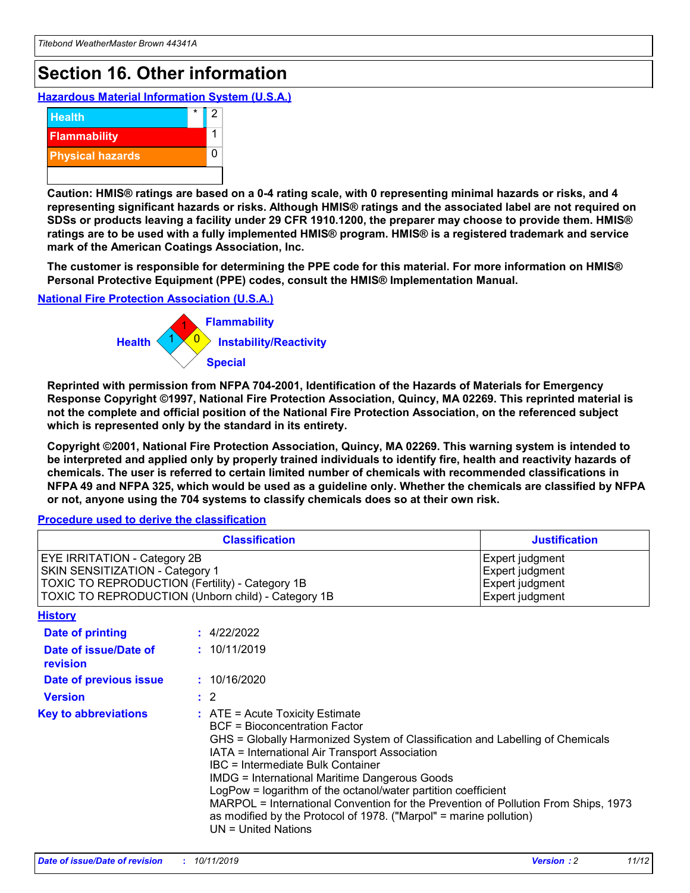# Section 16. Other information

## Hazardous Material Information System (U.S.A.)

| | | |
|---|---|---|
| Health | * | 2 |
| Flammability | | 1 |
| Physical hazards | | 0 |

**Caution: HMIS® ratings are based on a 0-4 rating scale, with 0 representing minimal hazards or risks, and 4 representing significant hazards or risks. Although HMIS® ratings and the associated label are not required on SDSs or products leaving a facility under 29 CFR 1910.1200, the preparer may choose to provide them. HMIS® ratings are to be used with a fully implemented HMIS® program. HMIS® is a registered trademark and service mark of the American Coatings Association, Inc.**

**The customer is responsible for determining the PPE code for this material. For more information on HMIS® Personal Protective Equipment (PPE) codes, consult the HMIS® Implementation Manual.**

## National Fire Protection Association (U.S.A.)

Health: 1
Flammability: 1
Instability/Reactivity: 0
Special:

**Reprinted with permission from NFPA 704-2001, Identification of the Hazards of Materials for Emergency Response Copyright ©1997, National Fire Protection Association, Quincy, MA 02269. This reprinted material is not the complete and official position of the National Fire Protection Association, on the referenced subject which is represented only by the standard in its entirety.**

**Copyright ©2001, National Fire Protection Association, Quincy, MA 02269. This warning system is intended to be interpreted and applied only by properly trained individuals to identify fire, health and reactivity hazards of chemicals. The user is referred to certain limited number of chemicals with recommended classifications in NFPA 49 and NFPA 325, which would be used as a guideline only. Whether the chemicals are classified by NFPA or not, anyone using the 704 systems to classify chemicals does so at their own risk.**

## Procedure used to derive the classification

| Classification | Justification |
|---|---|
| EYE IRRITATION - Category 2B | Expert judgment |
| SKIN SENSITIZATION - Category 1 | Expert judgment |
| TOXIC TO REPRODUCTION (Fertility) - Category 1B | Expert judgment |
| TOXIC TO REPRODUCTION (Unborn child) - Category 1B | Expert judgment |

## History

**Date of printing** : 4/22/2022

**Date of issue/Date of revision** : 10/11/2019

**Date of previous issue** : 10/16/2020

**Version** : 2

**Key to abbreviations** :
ATE = Acute Toxicity Estimate
BCF = Bioconcentration Factor
GHS = Globally Harmonized System of Classification and Labelling of Chemicals
IATA = International Air Transport Association
IBC = Intermediate Bulk Container
IMDG = International Maritime Dangerous Goods
LogPow = logarithm of the octanol/water partition coefficient
MARPOL = International Convention for the Prevention of Pollution From Ships, 1973 as modified by the Protocol of 1978. ("Marpol" = marine pollution)
UN = United Nations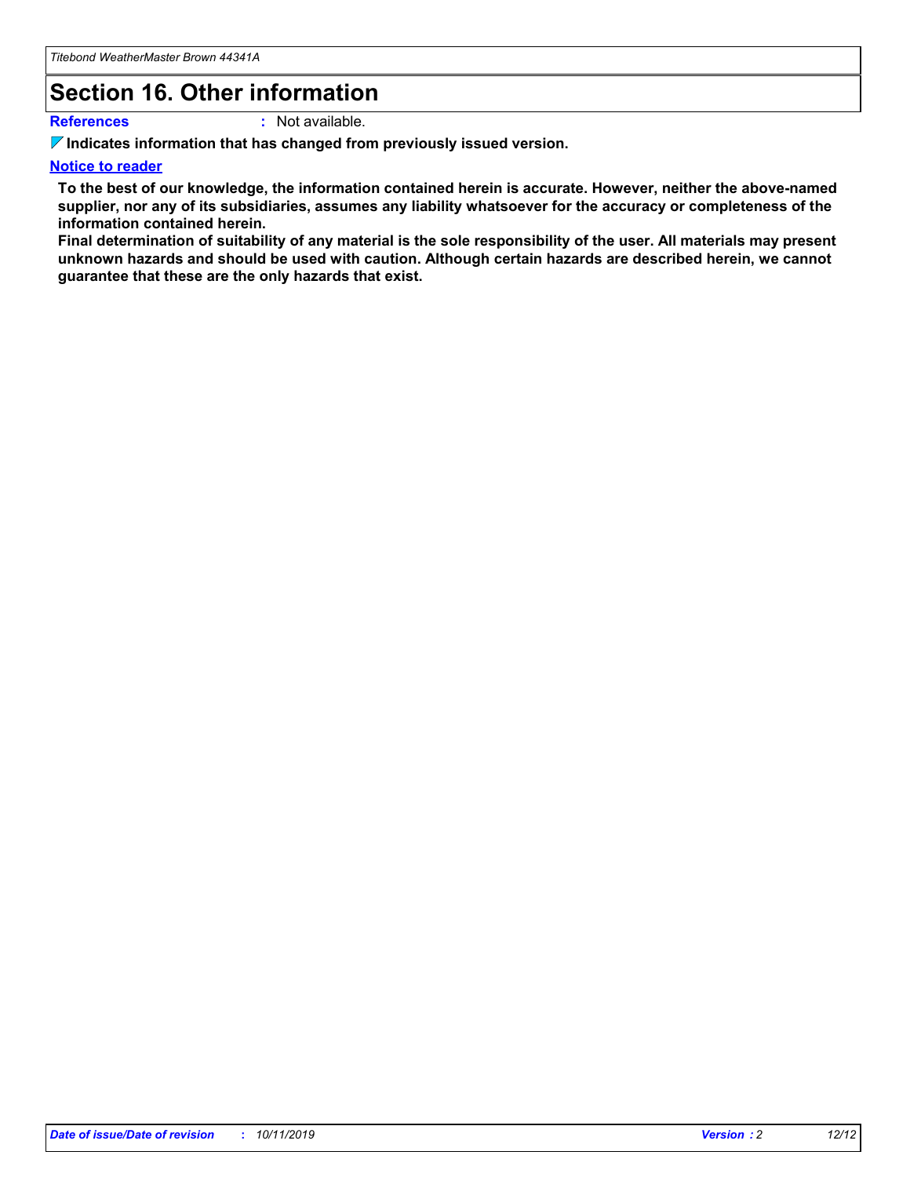# Section 16. Other information

**References** : Not available.

**Indicates information that has changed from previously issued version.**

**Notice to reader**

**To the best of our knowledge, the information contained herein is accurate. However, neither the above-named supplier, nor any of its subsidiaries, assumes any liability whatsoever for the accuracy or completeness of the information contained herein.**

**Final determination of suitability of any material is the sole responsibility of the user. All materials may present unknown hazards and should be used with caution. Although certain hazards are described herein, we cannot guarantee that these are the only hazards that exist.**